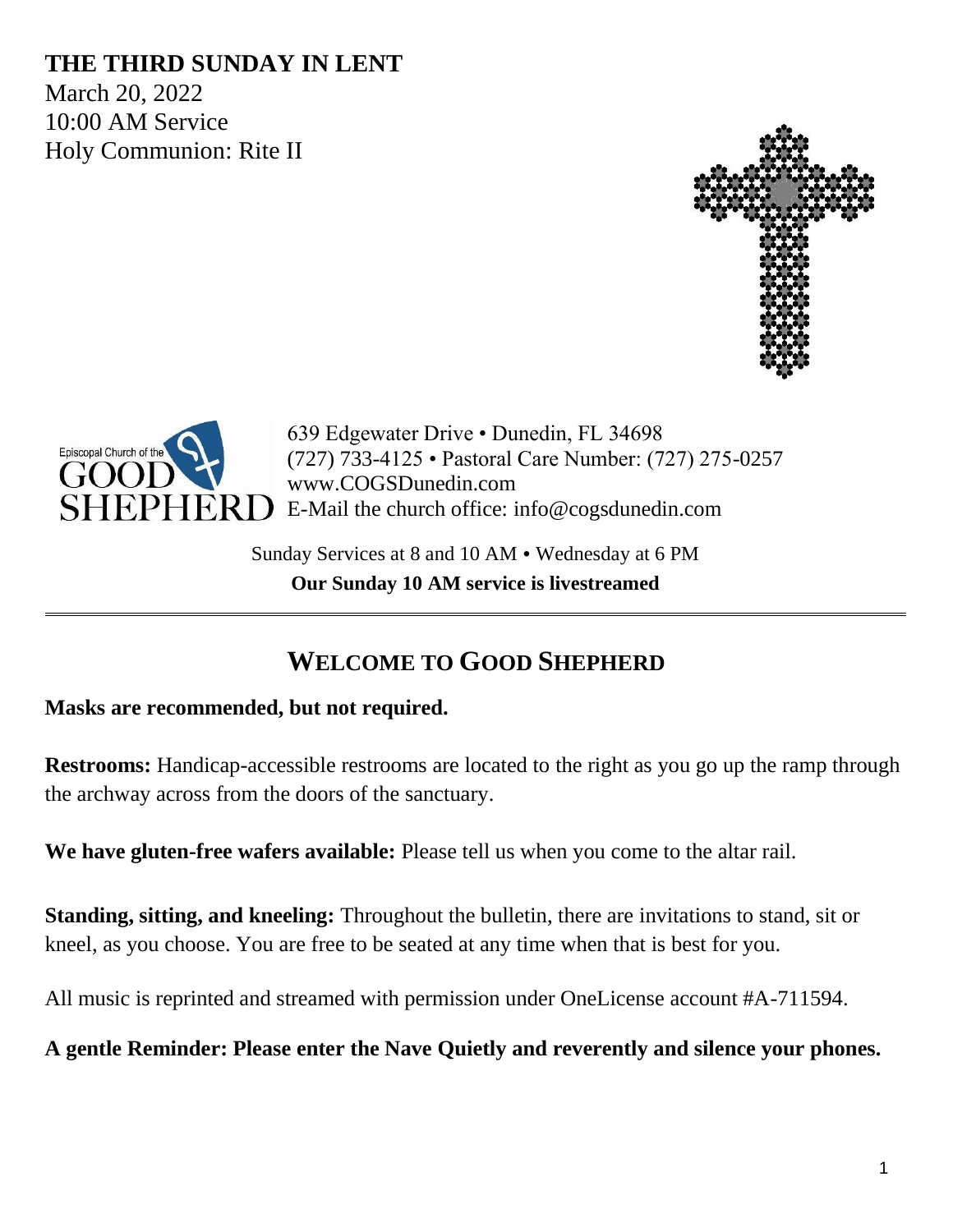# THE THIRD SUNDAY IN LENT

March 20, 2022
10:00 AM Service
Holy Communion: Rite II

639 Edgewater Drive • Dunedin, FL 34698
(727) 733-4125 • Pastoral Care Number: (727) 275-0257
www.COGSDunedin.com
E-Mail the church office: info@cogsdunedin.com

Sunday Services at 8 and 10 AM • Wednesday at 6 PM
**Our Sunday 10 AM service is livestreamed**

---

## WELCOME TO GOOD SHEPHERD

**Masks are recommended, but not required.**

**Restrooms:** Handicap-accessible restrooms are located to the right as you go up the ramp through the archway across from the doors of the sanctuary.

**We have gluten-free wafers available:** Please tell us when you come to the altar rail.

**Standing, sitting, and kneeling:** Throughout the bulletin, there are invitations to stand, sit or kneel, as you choose. You are free to be seated at any time when that is best for you.

All music is reprinted and streamed with permission under OneLicense account #A-711594.

**A gentle Reminder: Please enter the Nave Quietly and reverently and silence your phones.**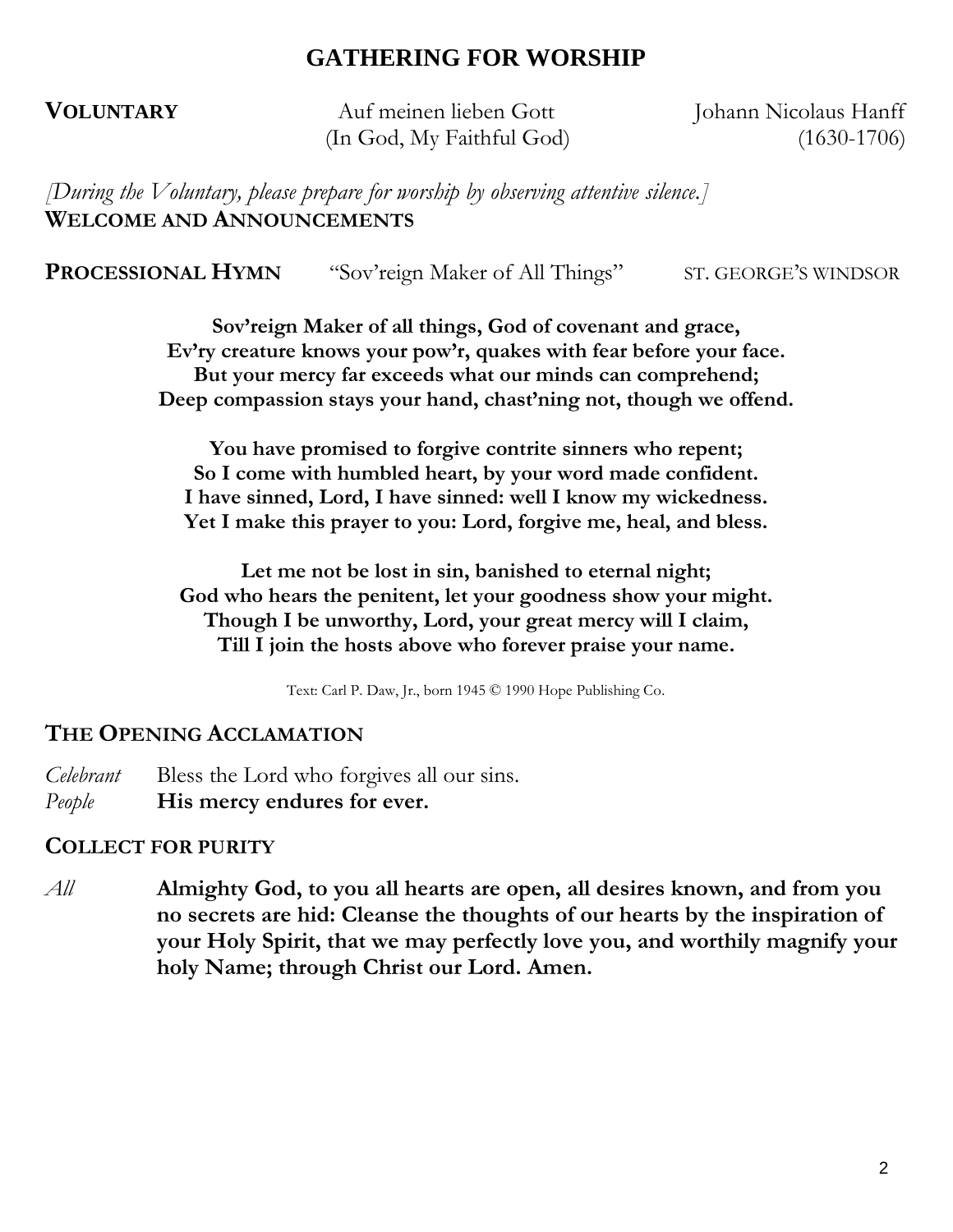# GATHERING FOR WORSHIP

**VOLUNTARY** Auf meinen lieben Gott (In God, My Faithful God) — Johann Nicolaus Hanff (1630-1706)

*[During the Voluntary, please prepare for worship by observing attentive silence.]*

**WELCOME AND ANNOUNCEMENTS**

**PROCESSIONAL HYMN** "Sov'reign Maker of All Things" ST. GEORGE'S WINDSOR

**Sov'reign Maker of all things, God of covenant and grace,**
**Ev'ry creature knows your pow'r, quakes with fear before your face.**
**But your mercy far exceeds what our minds can comprehend;**
**Deep compassion stays your hand, chast'ning not, though we offend.**

**You have promised to forgive contrite sinners who repent;**
**So I come with humbled heart, by your word made confident.**
**I have sinned, Lord, I have sinned: well I know my wickedness.**
**Yet I make this prayer to you: Lord, forgive me, heal, and bless.**

**Let me not be lost in sin, banished to eternal night;**
**God who hears the penitent, let your goodness show your might.**
**Though I be unworthy, Lord, your great mercy will I claim,**
**Till I join the hosts above who forever praise your name.**

Text: Carl P. Daw, Jr., born 1945 © 1990 Hope Publishing Co.

## THE OPENING ACCLAMATION

*Celebrant* Bless the Lord who forgives all our sins.
*People* **His mercy endures for ever.**

## COLLECT FOR PURITY

*All* **Almighty God, to you all hearts are open, all desires known, and from you no secrets are hid: Cleanse the thoughts of our hearts by the inspiration of your Holy Spirit, that we may perfectly love you, and worthily magnify your holy Name; through Christ our Lord. Amen.**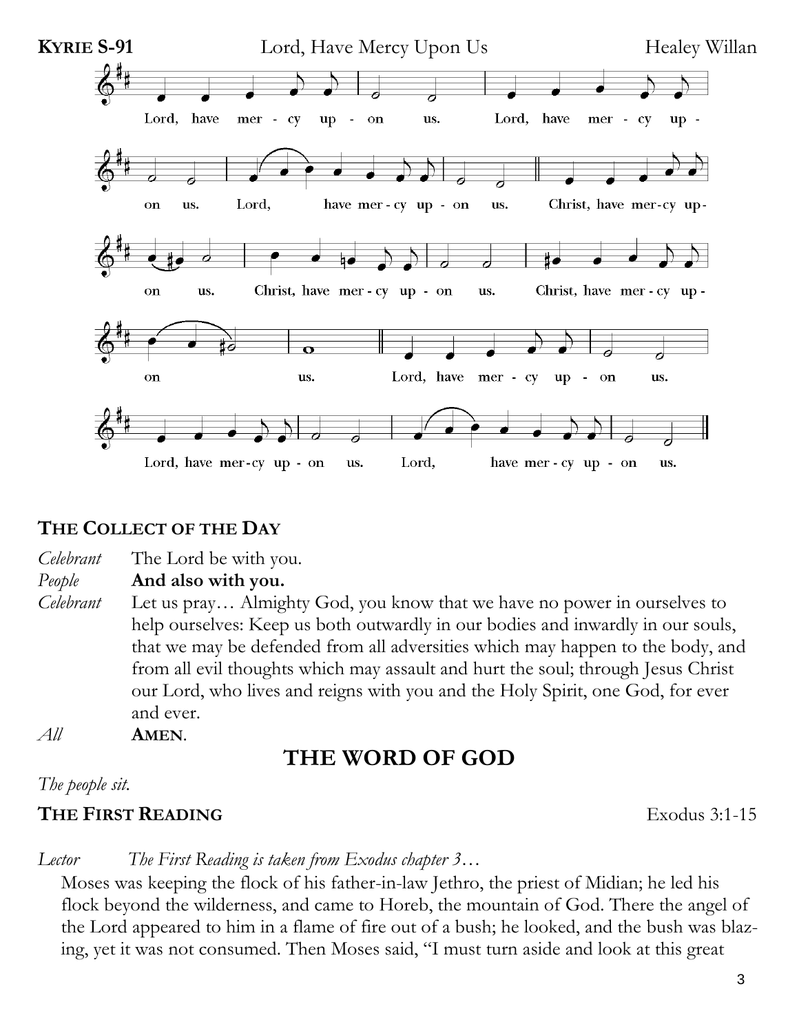**KYRIE S-91** Lord, Have Mercy Upon Us Healey Willan

Lord, have mer - cy up - on us. Lord, have mer - cy up - on us. Lord, have mer - cy up - on us. Christ, have mer-cy up- on us. Christ, have mer - cy up - on us. Christ, have mer - cy up - on us. Lord, have mer - cy up - on us. Lord, have mer-cy up - on us. Lord, have mer - cy up - on us.

## THE COLLECT OF THE DAY

*Celebrant* The Lord be with you.

*People* **And also with you.**

*Celebrant* Let us pray… Almighty God, you know that we have no power in ourselves to help ourselves: Keep us both outwardly in our bodies and inwardly in our souls, that we may be defended from all adversities which may happen to the body, and from all evil thoughts which may assault and hurt the soul; through Jesus Christ our Lord, who lives and reigns with you and the Holy Spirit, one God, for ever and ever.

*All* **AMEN**.

# THE WORD OF GOD

*The people sit.*

## THE FIRST READING Exodus 3:1-15

*Lector* *The First Reading is taken from Exodus chapter 3…*

Moses was keeping the flock of his father-in-law Jethro, the priest of Midian; he led his flock beyond the wilderness, and came to Horeb, the mountain of God. There the angel of the Lord appeared to him in a flame of fire out of a bush; he looked, and the bush was blazing, yet it was not consumed. Then Moses said, "I must turn aside and look at this great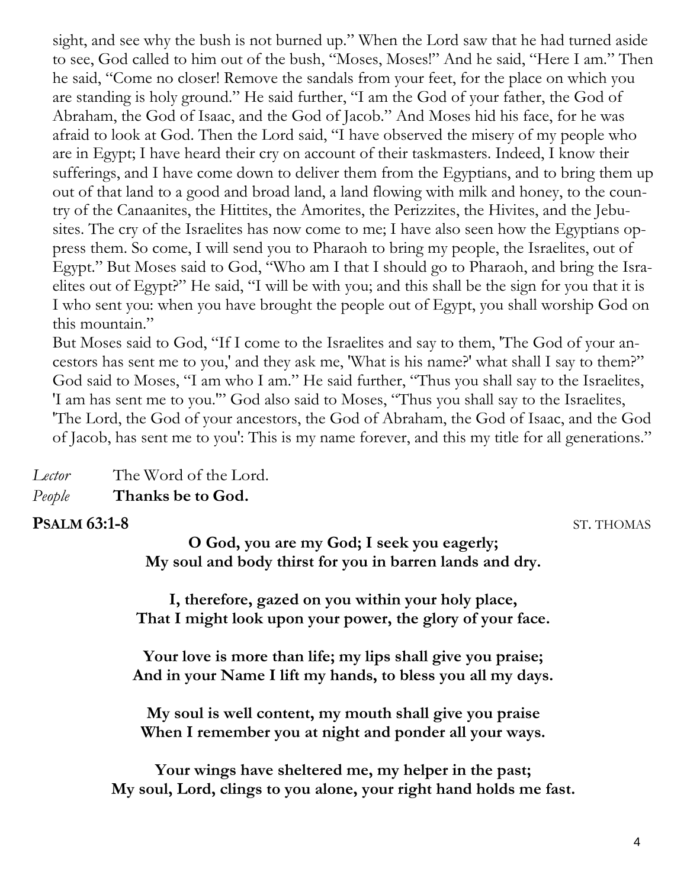sight, and see why the bush is not burned up." When the Lord saw that he had turned aside to see, God called to him out of the bush, "Moses, Moses!" And he said, "Here I am." Then he said, "Come no closer! Remove the sandals from your feet, for the place on which you are standing is holy ground." He said further, "I am the God of your father, the God of Abraham, the God of Isaac, and the God of Jacob." And Moses hid his face, for he was afraid to look at God. Then the Lord said, "I have observed the misery of my people who are in Egypt; I have heard their cry on account of their taskmasters. Indeed, I know their sufferings, and I have come down to deliver them from the Egyptians, and to bring them up out of that land to a good and broad land, a land flowing with milk and honey, to the country of the Canaanites, the Hittites, the Amorites, the Perizzites, the Hivites, and the Jebusites. The cry of the Israelites has now come to me; I have also seen how the Egyptians oppress them. So come, I will send you to Pharaoh to bring my people, the Israelites, out of Egypt." But Moses said to God, "Who am I that I should go to Pharaoh, and bring the Israelites out of Egypt?" He said, "I will be with you; and this shall be the sign for you that it is I who sent you: when you have brought the people out of Egypt, you shall worship God on this mountain."

But Moses said to God, "If I come to the Israelites and say to them, 'The God of your ancestors has sent me to you,' and they ask me, 'What is his name?' what shall I say to them?" God said to Moses, "I am who I am." He said further, "Thus you shall say to the Israelites, 'I am has sent me to you.'" God also said to Moses, "Thus you shall say to the Israelites, 'The Lord, the God of your ancestors, the God of Abraham, the God of Isaac, and the God of Jacob, has sent me to you': This is my name forever, and this my title for all generations."

*Lector* The Word of the Lord.
*People* **Thanks be to God.**

**PSALM 63:1-8** ST. THOMAS

**O God, you are my God; I seek you eagerly;**
**My soul and body thirst for you in barren lands and dry.**

**I, therefore, gazed on you within your holy place,**
**That I might look upon your power, the glory of your face.**

**Your love is more than life; my lips shall give you praise;**
**And in your Name I lift my hands, to bless you all my days.**

**My soul is well content, my mouth shall give you praise**
**When I remember you at night and ponder all your ways.**

**Your wings have sheltered me, my helper in the past;**
**My soul, Lord, clings to you alone, your right hand holds me fast.**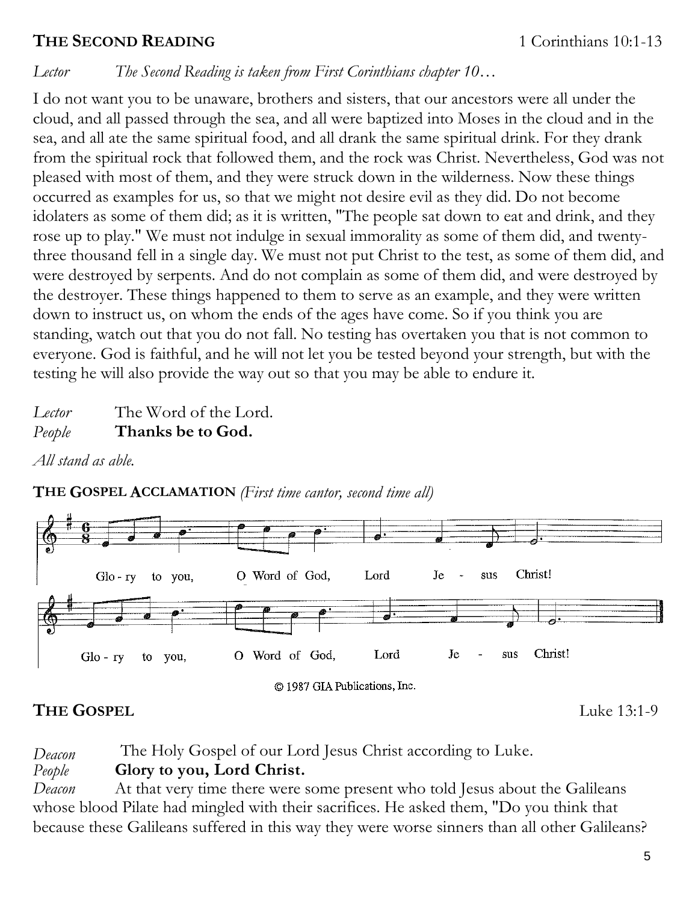**THE SECOND READING** 1 Corinthians 10:1-13

*Lector* *The Second Reading is taken from First Corinthians chapter 10…*

I do not want you to be unaware, brothers and sisters, that our ancestors were all under the cloud, and all passed through the sea, and all were baptized into Moses in the cloud and in the sea, and all ate the same spiritual food, and all drank the same spiritual drink. For they drank from the spiritual rock that followed them, and the rock was Christ. Nevertheless, God was not pleased with most of them, and they were struck down in the wilderness. Now these things occurred as examples for us, so that we might not desire evil as they did. Do not become idolaters as some of them did; as it is written, "The people sat down to eat and drink, and they rose up to play." We must not indulge in sexual immorality as some of them did, and twenty-three thousand fell in a single day. We must not put Christ to the test, as some of them did, and were destroyed by serpents. And do not complain as some of them did, and were destroyed by the destroyer. These things happened to them to serve as an example, and they were written down to instruct us, on whom the ends of the ages have come. So if you think you are standing, watch out that you do not fall. No testing has overtaken you that is not common to everyone. God is faithful, and he will not let you be tested beyond your strength, but with the testing he will also provide the way out so that you may be able to endure it.

*Lector* The Word of the Lord.
*People* **Thanks be to God.**

*All stand as able.*

**THE GOSPEL ACCLAMATION** *(First time cantor, second time all)*

Glo - ry to you, O Word of God, Lord Je - sus Christ!

Glo - ry to you, O Word of God, Lord Je - sus Christ!

© 1987 GIA Publications, Inc.

**THE GOSPEL** Luke 13:1-9

*Deacon* The Holy Gospel of our Lord Jesus Christ according to Luke.
*People* **Glory to you, Lord Christ.**
*Deacon* At that very time there were some present who told Jesus about the Galileans whose blood Pilate had mingled with their sacrifices. He asked them, "Do you think that because these Galileans suffered in this way they were worse sinners than all other Galileans?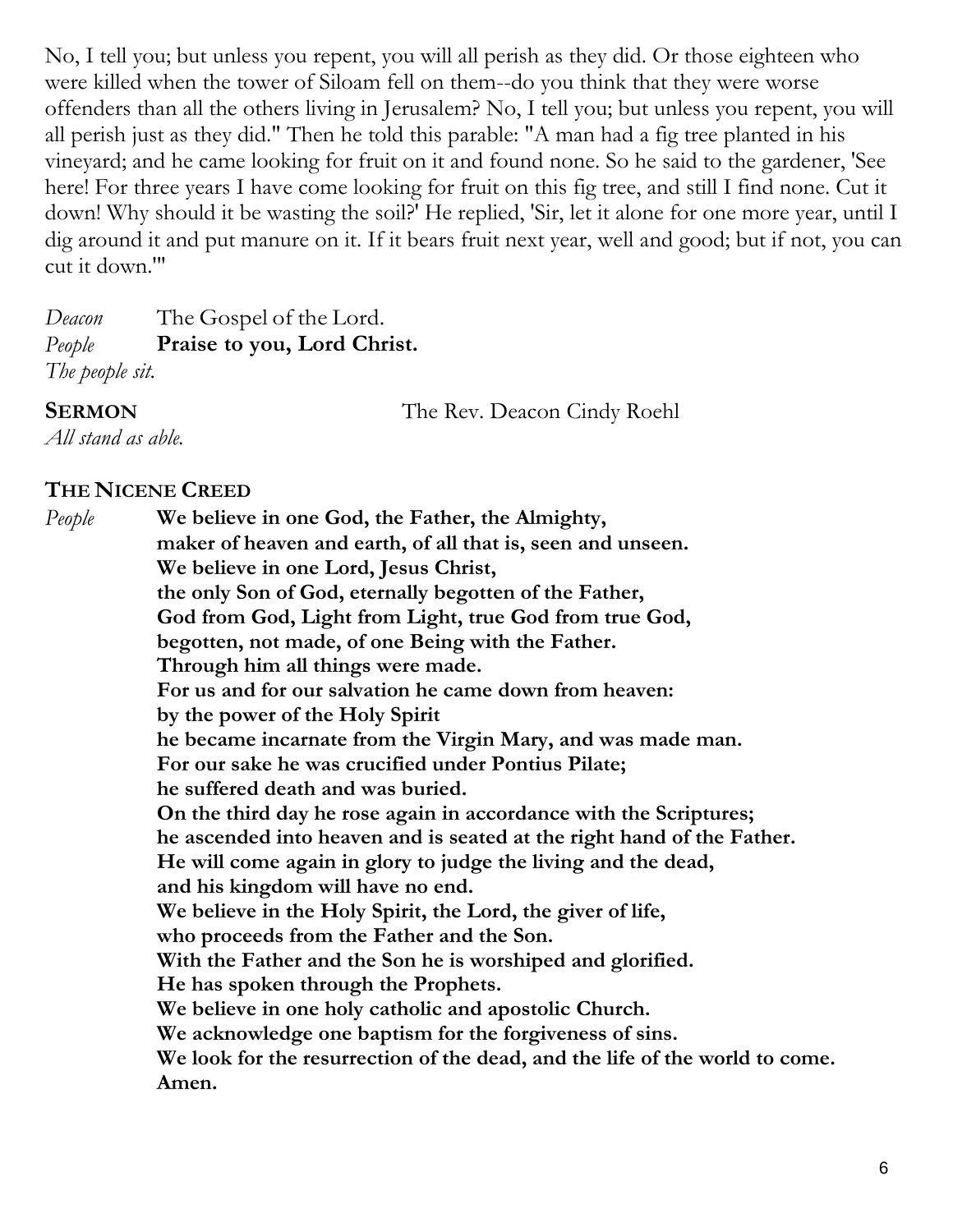No, I tell you; but unless you repent, you will all perish as they did. Or those eighteen who were killed when the tower of Siloam fell on them--do you think that they were worse offenders than all the others living in Jerusalem? No, I tell you; but unless you repent, you will all perish just as they did." Then he told this parable: "A man had a fig tree planted in his vineyard; and he came looking for fruit on it and found none. So he said to the gardener, 'See here! For three years I have come looking for fruit on this fig tree, and still I find none. Cut it down! Why should it be wasting the soil?' He replied, 'Sir, let it alone for one more year, until I dig around it and put manure on it. If it bears fruit next year, well and good; but if not, you can cut it down.'"

*Deacon* The Gospel of the Lord.
*People* **Praise to you, Lord Christ.**
*The people sit.*

**SERMON** The Rev. Deacon Cindy Roehl
*All stand as able.*

**THE NICENE CREED**

*People* **We believe in one God, the Father, the Almighty,**
**maker of heaven and earth, of all that is, seen and unseen.**
**We believe in one Lord, Jesus Christ,**
**the only Son of God, eternally begotten of the Father,**
**God from God, Light from Light, true God from true God,**
**begotten, not made, of one Being with the Father.**
**Through him all things were made.**
**For us and for our salvation he came down from heaven:**
**by the power of the Holy Spirit**
**he became incarnate from the Virgin Mary, and was made man.**
**For our sake he was crucified under Pontius Pilate;**
**he suffered death and was buried.**
**On the third day he rose again in accordance with the Scriptures;**
**he ascended into heaven and is seated at the right hand of the Father.**
**He will come again in glory to judge the living and the dead,**
**and his kingdom will have no end.**
**We believe in the Holy Spirit, the Lord, the giver of life,**
**who proceeds from the Father and the Son.**
**With the Father and the Son he is worshiped and glorified.**
**He has spoken through the Prophets.**
**We believe in one holy catholic and apostolic Church.**
**We acknowledge one baptism for the forgiveness of sins.**
**We look for the resurrection of the dead, and the life of the world to come.**
**Amen.**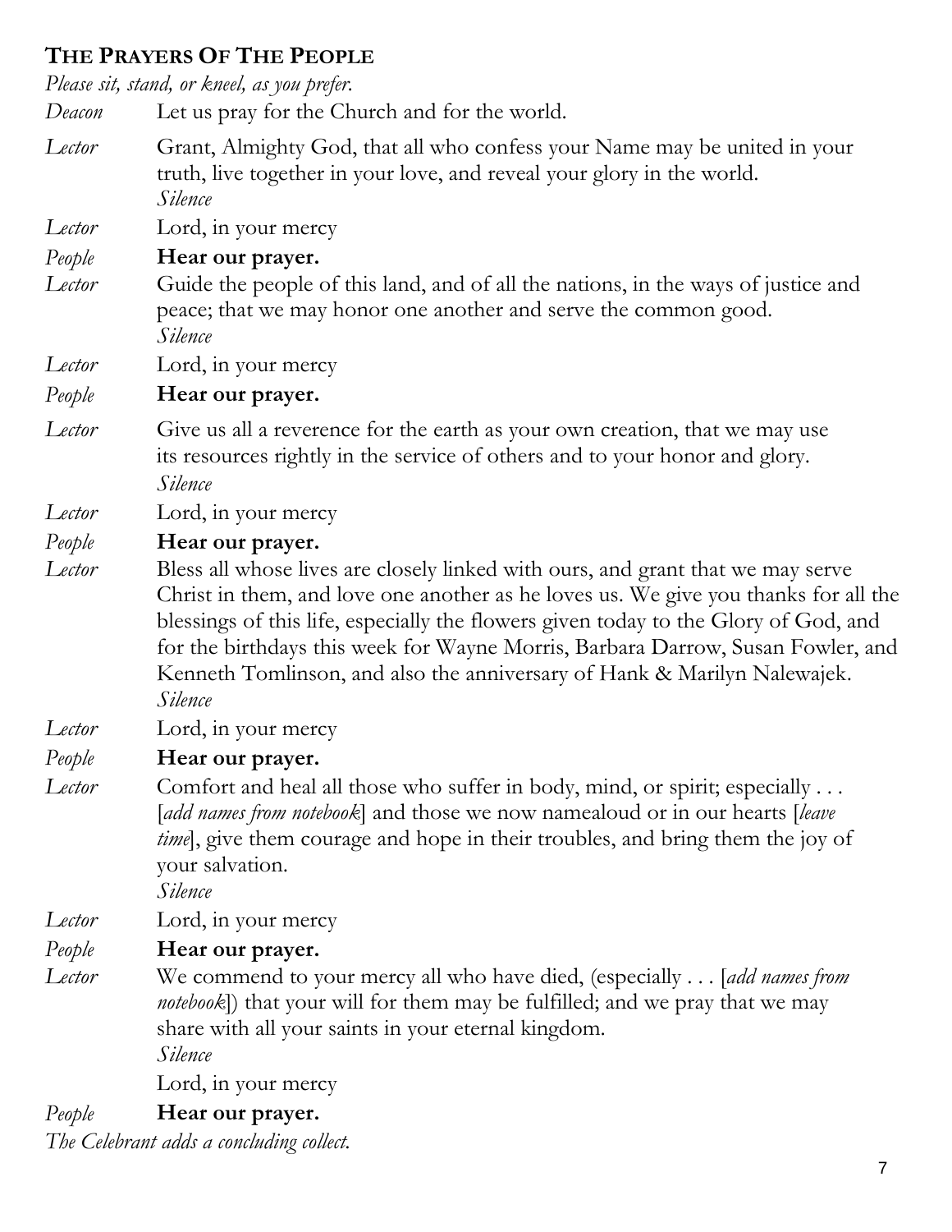## THE PRAYERS OF THE PEOPLE

*Please sit, stand, or kneel, as you prefer.*

*Deacon* Let us pray for the Church and for the world.

*Lector* Grant, Almighty God, that all who confess your Name may be united in your truth, live together in your love, and reveal your glory in the world.
*Silence*

*Lector* Lord, in your mercy

*People* **Hear our prayer.**

*Lector* Guide the people of this land, and of all the nations, in the ways of justice and peace; that we may honor one another and serve the common good.
*Silence*

*Lector* Lord, in your mercy

*People* **Hear our prayer.**

*Lector* Give us all a reverence for the earth as your own creation, that we may use its resources rightly in the service of others and to your honor and glory.
*Silence*

*Lector* Lord, in your mercy

*People* **Hear our prayer.**

*Lector* Bless all whose lives are closely linked with ours, and grant that we may serve Christ in them, and love one another as he loves us. We give you thanks for all the blessings of this life, especially the flowers given today to the Glory of God, and for the birthdays this week for Wayne Morris, Barbara Darrow, Susan Fowler, and Kenneth Tomlinson, and also the anniversary of Hank & Marilyn Nalewajek.
*Silence*

*Lector* Lord, in your mercy

*People* **Hear our prayer.**

*Lector* Comfort and heal all those who suffer in body, mind, or spirit; especially . . . [*add names from notebook*] and those we now namealoud or in our hearts [*leave time*], give them courage and hope in their troubles, and bring them the joy of your salvation.
*Silence*

*Lector* Lord, in your mercy

*People* **Hear our prayer.**

*Lector* We commend to your mercy all who have died, (especially . . . [*add names from notebook*]) that your will for them may be fulfilled; and we pray that we may share with all your saints in your eternal kingdom.
*Silence*

Lord, in your mercy

*People* **Hear our prayer.**

*The Celebrant adds a concluding collect.*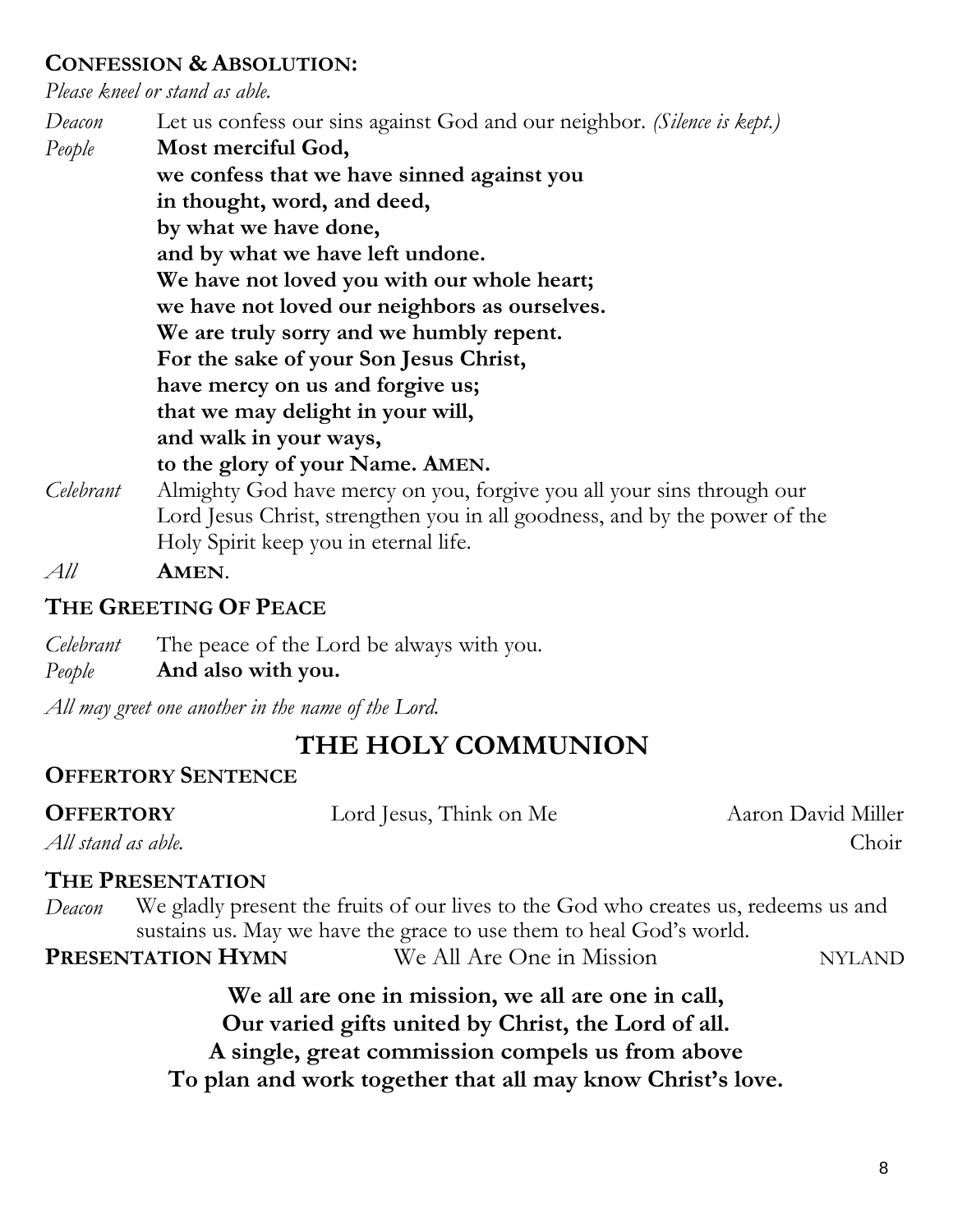### CONFESSION & ABSOLUTION:

*Please kneel or stand as able.*

*Deacon* Let us confess our sins against God and our neighbor. *(Silence is kept.)*

*People* **Most merciful God,**
**we confess that we have sinned against you**
**in thought, word, and deed,**
**by what we have done,**
**and by what we have left undone.**
**We have not loved you with our whole heart;**
**we have not loved our neighbors as ourselves.**
**We are truly sorry and we humbly repent.**
**For the sake of your Son Jesus Christ,**
**have mercy on us and forgive us;**
**that we may delight in your will,**
**and walk in your ways,**
**to the glory of your Name. AMEN.**

*Celebrant* Almighty God have mercy on you, forgive you all your sins through our Lord Jesus Christ, strengthen you in all goodness, and by the power of the Holy Spirit keep you in eternal life.

*All* **AMEN**.

### THE GREETING OF PEACE

*Celebrant* The peace of the Lord be always with you.

*People* **And also with you.**

*All may greet one another in the name of the Lord.*

## THE HOLY COMMUNION

### OFFERTORY SENTENCE

**OFFERTORY** Lord Jesus, Think on Me — Aaron David Miller

*All stand as able.* Choir

### THE PRESENTATION

*Deacon* We gladly present the fruits of our lives to the God who creates us, redeems us and sustains us. May we have the grace to use them to heal God's world.

**PRESENTATION HYMN** We All Are One in Mission — NYLAND

**We all are one in mission, we all are one in call,**
**Our varied gifts united by Christ, the Lord of all.**
**A single, great commission compels us from above**
**To plan and work together that all may know Christ's love.**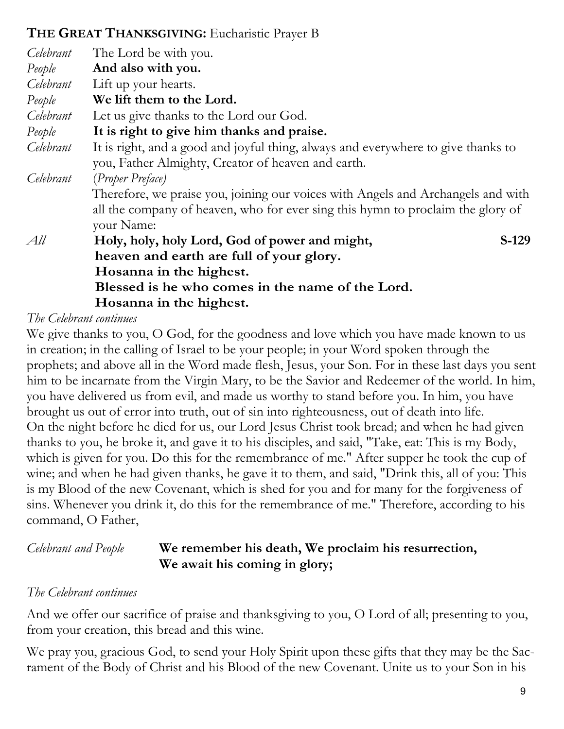**THE GREAT THANKSGIVING:** Eucharistic Prayer B

*Celebrant* The Lord be with you.
*People* **And also with you.**
*Celebrant* Lift up your hearts.
*People* **We lift them to the Lord.**
*Celebrant* Let us give thanks to the Lord our God.
*People* **It is right to give him thanks and praise.**
*Celebrant* It is right, and a good and joyful thing, always and everywhere to give thanks to you, Father Almighty, Creator of heaven and earth.
*Celebrant* (*Proper Preface*)
Therefore, we praise you, joining our voices with Angels and Archangels and with all the company of heaven, who for ever sing this hymn to proclaim the glory of your Name:

*All* **Holy, holy, holy Lord, God of power and might,** **S-129**
**heaven and earth are full of your glory.**
**Hosanna in the highest.**
**Blessed is he who comes in the name of the Lord.**
**Hosanna in the highest.**

*The Celebrant continues*

We give thanks to you, O God, for the goodness and love which you have made known to us in creation; in the calling of Israel to be your people; in your Word spoken through the prophets; and above all in the Word made flesh, Jesus, your Son. For in these last days you sent him to be incarnate from the Virgin Mary, to be the Savior and Redeemer of the world. In him, you have delivered us from evil, and made us worthy to stand before you. In him, you have brought us out of error into truth, out of sin into righteousness, out of death into life.
On the night before he died for us, our Lord Jesus Christ took bread; and when he had given thanks to you, he broke it, and gave it to his disciples, and said, "Take, eat: This is my Body, which is given for you. Do this for the remembrance of me." After supper he took the cup of wine; and when he had given thanks, he gave it to them, and said, "Drink this, all of you: This is my Blood of the new Covenant, which is shed for you and for many for the forgiveness of sins. Whenever you drink it, do this for the remembrance of me." Therefore, according to his command, O Father,

*Celebrant and People* **We remember his death, We proclaim his resurrection,**
**We await his coming in glory;**

*The Celebrant continues*

And we offer our sacrifice of praise and thanksgiving to you, O Lord of all; presenting to you, from your creation, this bread and this wine.

We pray you, gracious God, to send your Holy Spirit upon these gifts that they may be the Sacrament of the Body of Christ and his Blood of the new Covenant. Unite us to your Son in his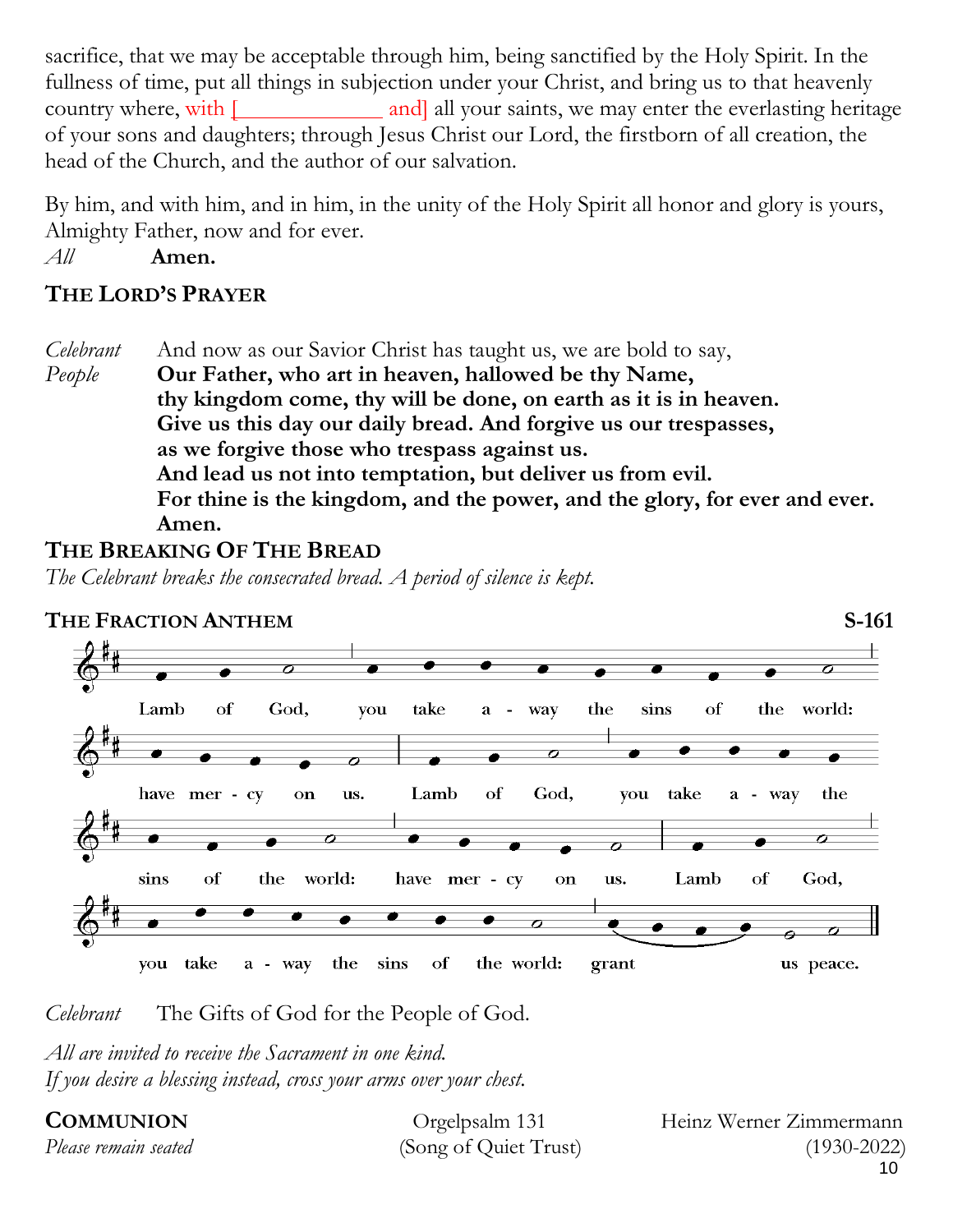sacrifice, that we may be acceptable through him, being sanctified by the Holy Spirit. In the fullness of time, put all things in subjection under your Christ, and bring us to that heavenly country where, with [____________ and] all your saints, we may enter the everlasting heritage of your sons and daughters; through Jesus Christ our Lord, the firstborn of all creation, the head of the Church, and the author of our salvation.

By him, and with him, and in him, in the unity of the Holy Spirit all honor and glory is yours, Almighty Father, now and for ever.

*All* **Amen.**

## THE LORD'S PRAYER

*Celebrant* And now as our Savior Christ has taught us, we are bold to say,

*People* **Our Father, who art in heaven, hallowed be thy Name,**
**thy kingdom come, thy will be done, on earth as it is in heaven.**
**Give us this day our daily bread. And forgive us our trespasses,**
**as we forgive those who trespass against us.**
**And lead us not into temptation, but deliver us from evil.**
**For thine is the kingdom, and the power, and the glory, for ever and ever.**
**Amen.**

## THE BREAKING OF THE BREAD

*The Celebrant breaks the consecrated bread. A period of silence is kept.*

## THE FRACTION ANTHEM **S-161**

Lamb of God, you take a - way the sins of the world: have mer - cy on us. Lamb of God, you take a - way the sins of the world: have mer - cy on us. Lamb of God, you take a - way the sins of the world: grant us peace.

*Celebrant* The Gifts of God for the People of God.

*All are invited to receive the Sacrament in one kind.*
*If you desire a blessing instead, cross your arms over your chest.*

**COMMUNION** Orgelpsalm 131 (Song of Quiet Trust) Heinz Werner Zimmermann (1930-2022)

*Please remain seated*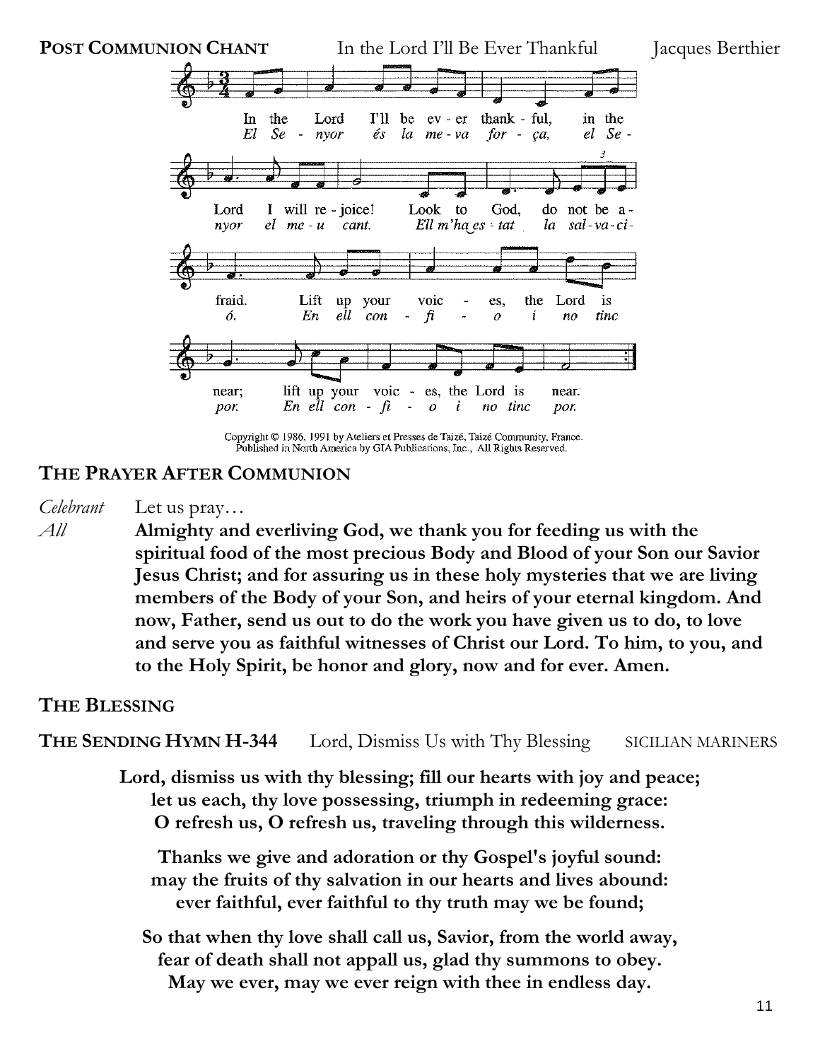**POST COMMUNION CHANT** In the Lord I'll Be Ever Thankful Jacques Berthier

In the Lord I'll be ever thankful, in the Lord I will rejoice! Look to God, do not be afraid. Lift up your voices, the Lord is near; lift up your voices, the Lord is near.

*El Senyor és la meva força, el Senyor el meu cant. Ell m'ha estat la salvació. En ell confio i no tinc por. En ell confio i no tinc por.*

Copyright © 1986, 1991 by Ateliers et Presses de Taizé, Taizé Community, France.
Published in North America by GIA Publications, Inc., All Rights Reserved.

## THE PRAYER AFTER COMMUNION

*Celebrant* Let us pray…

*All* **Almighty and everliving God, we thank you for feeding us with the spiritual food of the most precious Body and Blood of your Son our Savior Jesus Christ; and for assuring us in these holy mysteries that we are living members of the Body of your Son, and heirs of your eternal kingdom. And now, Father, send us out to do the work you have given us to do, to love and serve you as faithful witnesses of Christ our Lord. To him, to you, and to the Holy Spirit, be honor and glory, now and for ever. Amen.**

## THE BLESSING

**THE SENDING HYMN H-344** Lord, Dismiss Us with Thy Blessing SICILIAN MARINERS

**Lord, dismiss us with thy blessing; fill our hearts with joy and peace;
let us each, thy love possessing, triumph in redeeming grace:
O refresh us, O refresh us, traveling through this wilderness.**

**Thanks we give and adoration or thy Gospel's joyful sound:
may the fruits of thy salvation in our hearts and lives abound:
ever faithful, ever faithful to thy truth may we be found;**

**So that when thy love shall call us, Savior, from the world away,
fear of death shall not appall us, glad thy summons to obey.
May we ever, may we ever reign with thee in endless day.**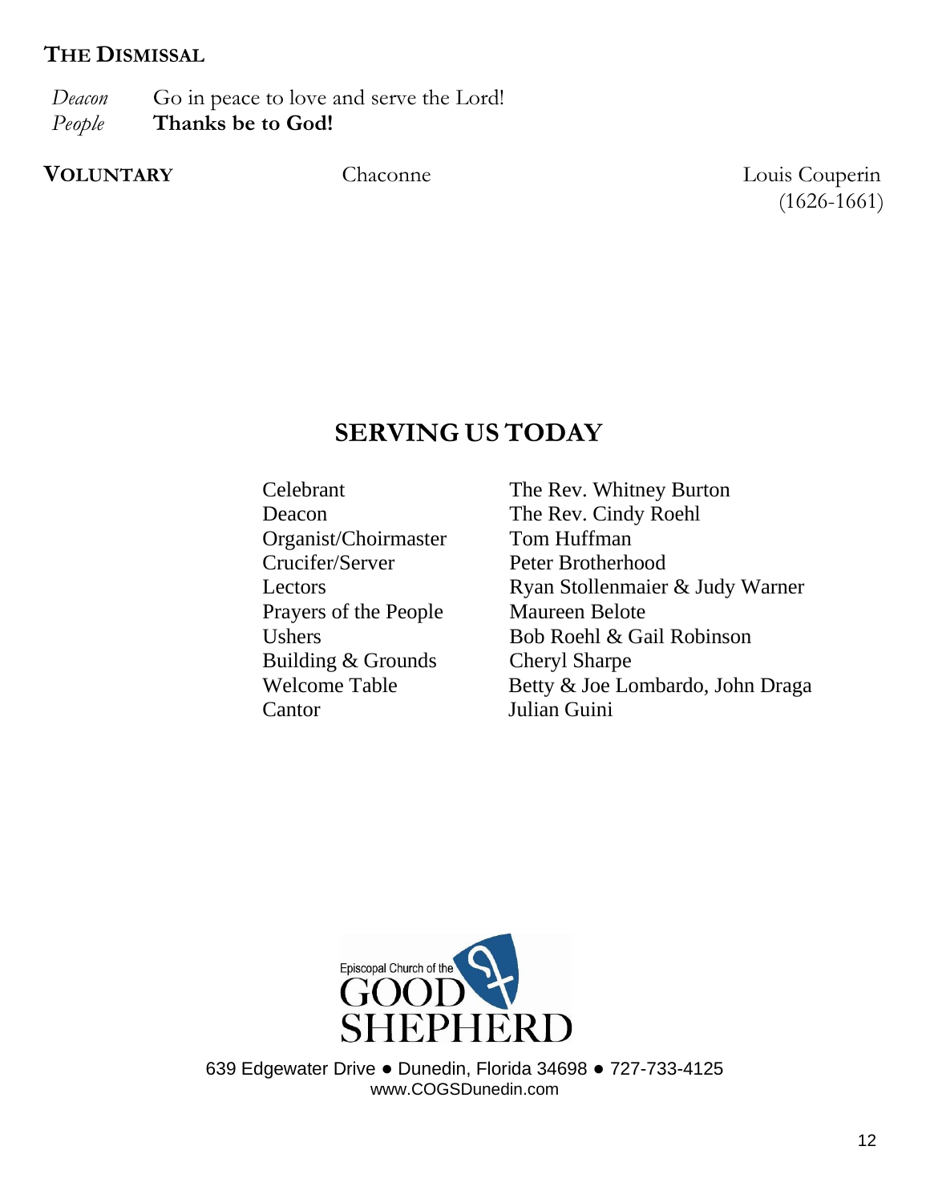**THE DISMISSAL**

*Deacon* Go in peace to love and serve the Lord!
*People* **Thanks be to God!**

**VOLUNTARY** Chaconne Louis Couperin (1626-1661)

## SERVING US TODAY

| | |
|---|---|
| Celebrant | The Rev. Whitney Burton |
| Deacon | The Rev. Cindy Roehl |
| Organist/Choirmaster | Tom Huffman |
| Crucifer/Server | Peter Brotherhood |
| Lectors | Ryan Stollenmaier & Judy Warner |
| Prayers of the People | Maureen Belote |
| Ushers | Bob Roehl & Gail Robinson |
| Building & Grounds | Cheryl Sharpe |
| Welcome Table | Betty & Joe Lombardo, John Draga |
| Cantor | Julian Guini |

Episcopal Church of the GOOD SHEPHERD

639 Edgewater Drive ● Dunedin, Florida 34698 ● 727-733-4125
www.COGSDunedin.com